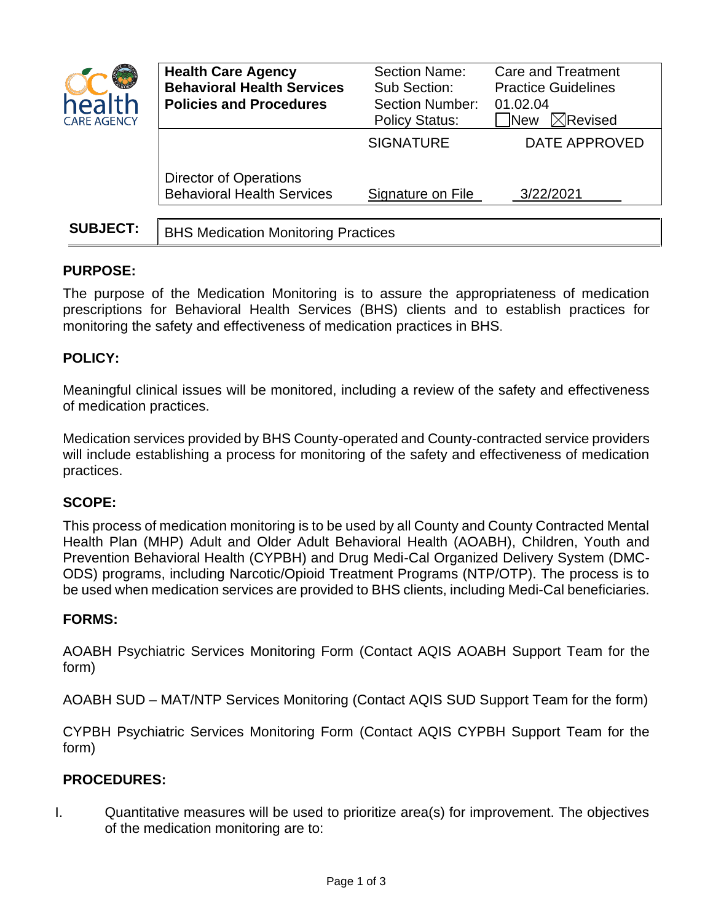| Health Care Agency<br>**Behavioral Health Services**<br>**Policies and Procedures** | Section Name:<br>Sub Section:<br>Section Number:<br>Policy Status: | Care and Treatment<br>Practice Guidelines<br>01.02.04<br>☐New ☒Revised |
|---|---|---|
| | SIGNATURE | DATE APPROVED |
| Director of Operations<br>Behavioral Health Services | Signature on File | 3/22/2021 |

**SUBJECT:** BHS Medication Monitoring Practices

## PURPOSE:

The purpose of the Medication Monitoring is to assure the appropriateness of medication prescriptions for Behavioral Health Services (BHS) clients and to establish practices for monitoring the safety and effectiveness of medication practices in BHS.

## POLICY:

Meaningful clinical issues will be monitored, including a review of the safety and effectiveness of medication practices.

Medication services provided by BHS County-operated and County-contracted service providers will include establishing a process for monitoring of the safety and effectiveness of medication practices.

## SCOPE:

This process of medication monitoring is to be used by all County and County Contracted Mental Health Plan (MHP) Adult and Older Adult Behavioral Health (AOABH), Children, Youth and Prevention Behavioral Health (CYPBH) and Drug Medi-Cal Organized Delivery System (DMC-ODS) programs, including Narcotic/Opioid Treatment Programs (NTP/OTP). The process is to be used when medication services are provided to BHS clients, including Medi-Cal beneficiaries.

## FORMS:

AOABH Psychiatric Services Monitoring Form (Contact AQIS AOABH Support Team for the form)

AOABH SUD – MAT/NTP Services Monitoring (Contact AQIS SUD Support Team for the form)

CYPBH Psychiatric Services Monitoring Form (Contact AQIS CYPBH Support Team for the form)

## PROCEDURES:

I. Quantitative measures will be used to prioritize area(s) for improvement. The objectives of the medication monitoring are to: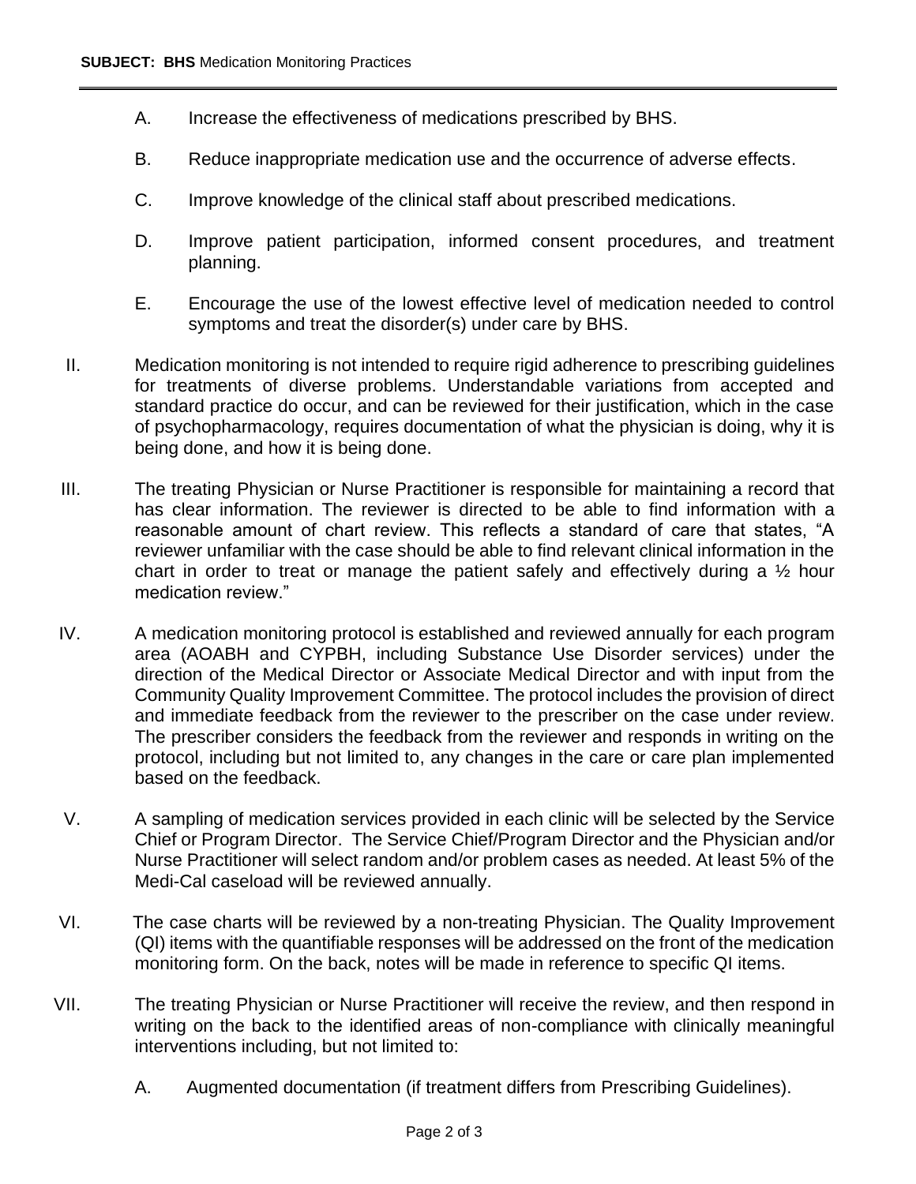A. Increase the effectiveness of medications prescribed by BHS.

B. Reduce inappropriate medication use and the occurrence of adverse effects.

C. Improve knowledge of the clinical staff about prescribed medications.

D. Improve patient participation, informed consent procedures, and treatment planning.

E. Encourage the use of the lowest effective level of medication needed to control symptoms and treat the disorder(s) under care by BHS.

II. Medication monitoring is not intended to require rigid adherence to prescribing guidelines for treatments of diverse problems. Understandable variations from accepted and standard practice do occur, and can be reviewed for their justification, which in the case of psychopharmacology, requires documentation of what the physician is doing, why it is being done, and how it is being done.

III. The treating Physician or Nurse Practitioner is responsible for maintaining a record that has clear information. The reviewer is directed to be able to find information with a reasonable amount of chart review. This reflects a standard of care that states, "A reviewer unfamiliar with the case should be able to find relevant clinical information in the chart in order to treat or manage the patient safely and effectively during a ½ hour medication review."

IV. A medication monitoring protocol is established and reviewed annually for each program area (AOABH and CYPBH, including Substance Use Disorder services) under the direction of the Medical Director or Associate Medical Director and with input from the Community Quality Improvement Committee. The protocol includes the provision of direct and immediate feedback from the reviewer to the prescriber on the case under review. The prescriber considers the feedback from the reviewer and responds in writing on the protocol, including but not limited to, any changes in the care or care plan implemented based on the feedback.

V. A sampling of medication services provided in each clinic will be selected by the Service Chief or Program Director. The Service Chief/Program Director and the Physician and/or Nurse Practitioner will select random and/or problem cases as needed. At least 5% of the Medi-Cal caseload will be reviewed annually.

VI. The case charts will be reviewed by a non-treating Physician. The Quality Improvement (QI) items with the quantifiable responses will be addressed on the front of the medication monitoring form. On the back, notes will be made in reference to specific QI items.

VII. The treating Physician or Nurse Practitioner will receive the review, and then respond in writing on the back to the identified areas of non-compliance with clinically meaningful interventions including, but not limited to:

A. Augmented documentation (if treatment differs from Prescribing Guidelines).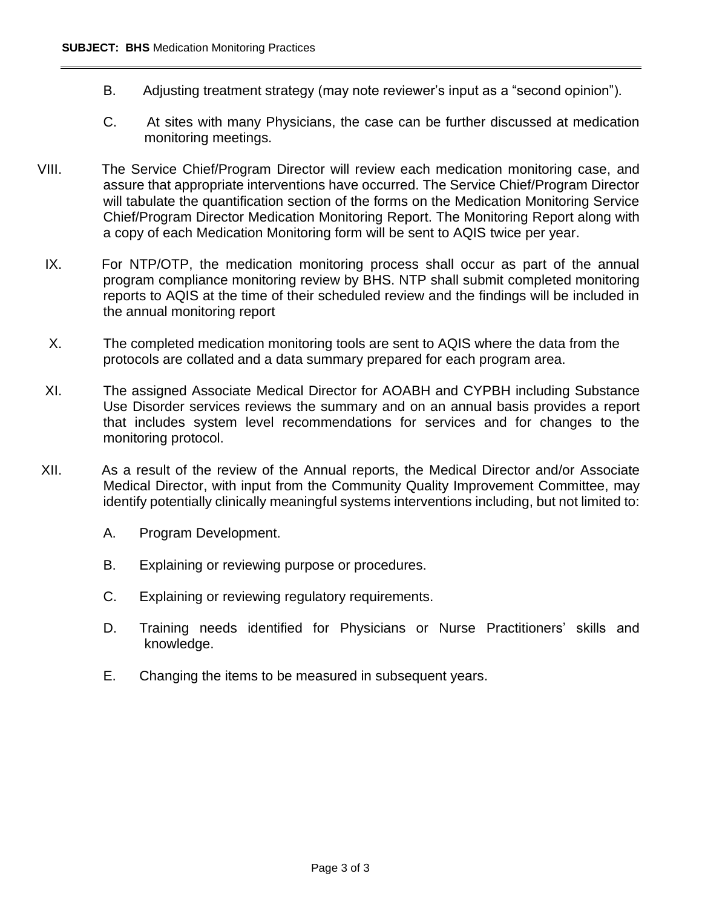B. Adjusting treatment strategy (may note reviewer's input as a "second opinion").

C. At sites with many Physicians, the case can be further discussed at medication monitoring meetings.

VIII. The Service Chief/Program Director will review each medication monitoring case, and assure that appropriate interventions have occurred. The Service Chief/Program Director will tabulate the quantification section of the forms on the Medication Monitoring Service Chief/Program Director Medication Monitoring Report. The Monitoring Report along with a copy of each Medication Monitoring form will be sent to AQIS twice per year.

IX. For NTP/OTP, the medication monitoring process shall occur as part of the annual program compliance monitoring review by BHS. NTP shall submit completed monitoring reports to AQIS at the time of their scheduled review and the findings will be included in the annual monitoring report

X. The completed medication monitoring tools are sent to AQIS where the data from the protocols are collated and a data summary prepared for each program area.

XI. The assigned Associate Medical Director for AOABH and CYPBH including Substance Use Disorder services reviews the summary and on an annual basis provides a report that includes system level recommendations for services and for changes to the monitoring protocol.

XII. As a result of the review of the Annual reports, the Medical Director and/or Associate Medical Director, with input from the Community Quality Improvement Committee, may identify potentially clinically meaningful systems interventions including, but not limited to:

A. Program Development.

B. Explaining or reviewing purpose or procedures.

C. Explaining or reviewing regulatory requirements.

D. Training needs identified for Physicians or Nurse Practitioners' skills and knowledge.

E. Changing the items to be measured in subsequent years.